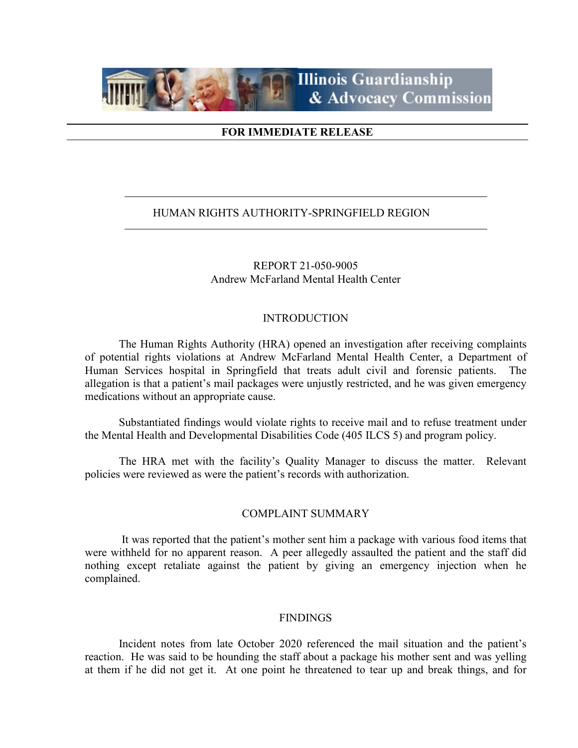# Illinois Guardianship & Advocacy Commission

**FOR IMMEDIATE RELEASE**

## HUMAN RIGHTS AUTHORITY-SPRINGFIELD REGION

REPORT 21-050-9005
Andrew McFarland Mental Health Center

### INTRODUCTION

The Human Rights Authority (HRA) opened an investigation after receiving complaints of potential rights violations at Andrew McFarland Mental Health Center, a Department of Human Services hospital in Springfield that treats adult civil and forensic patients. The allegation is that a patient's mail packages were unjustly restricted, and he was given emergency medications without an appropriate cause.

Substantiated findings would violate rights to receive mail and to refuse treatment under the Mental Health and Developmental Disabilities Code (405 ILCS 5) and program policy.

The HRA met with the facility's Quality Manager to discuss the matter. Relevant policies were reviewed as were the patient's records with authorization.

### COMPLAINT SUMMARY

It was reported that the patient's mother sent him a package with various food items that were withheld for no apparent reason. A peer allegedly assaulted the patient and the staff did nothing except retaliate against the patient by giving an emergency injection when he complained.

### FINDINGS

Incident notes from late October 2020 referenced the mail situation and the patient's reaction. He was said to be hounding the staff about a package his mother sent and was yelling at them if he did not get it. At one point he threatened to tear up and break things, and for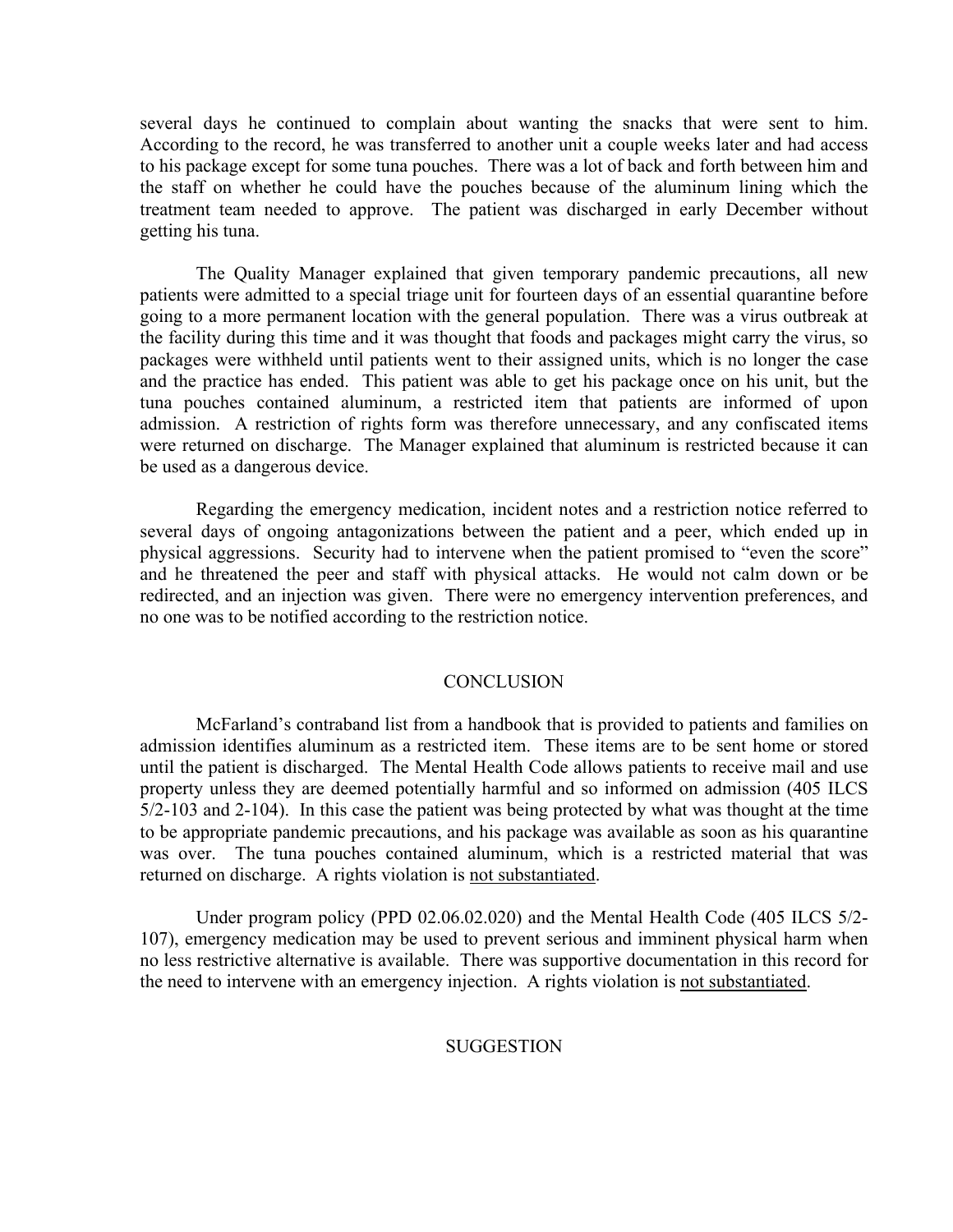several days he continued to complain about wanting the snacks that were sent to him. According to the record, he was transferred to another unit a couple weeks later and had access to his package except for some tuna pouches. There was a lot of back and forth between him and the staff on whether he could have the pouches because of the aluminum lining which the treatment team needed to approve. The patient was discharged in early December without getting his tuna.

The Quality Manager explained that given temporary pandemic precautions, all new patients were admitted to a special triage unit for fourteen days of an essential quarantine before going to a more permanent location with the general population. There was a virus outbreak at the facility during this time and it was thought that foods and packages might carry the virus, so packages were withheld until patients went to their assigned units, which is no longer the case and the practice has ended. This patient was able to get his package once on his unit, but the tuna pouches contained aluminum, a restricted item that patients are informed of upon admission. A restriction of rights form was therefore unnecessary, and any confiscated items were returned on discharge. The Manager explained that aluminum is restricted because it can be used as a dangerous device.

Regarding the emergency medication, incident notes and a restriction notice referred to several days of ongoing antagonizations between the patient and a peer, which ended up in physical aggressions. Security had to intervene when the patient promised to "even the score" and he threatened the peer and staff with physical attacks. He would not calm down or be redirected, and an injection was given. There were no emergency intervention preferences, and no one was to be notified according to the restriction notice.

## CONCLUSION

McFarland's contraband list from a handbook that is provided to patients and families on admission identifies aluminum as a restricted item. These items are to be sent home or stored until the patient is discharged. The Mental Health Code allows patients to receive mail and use property unless they are deemed potentially harmful and so informed on admission (405 ILCS 5/2-103 and 2-104). In this case the patient was being protected by what was thought at the time to be appropriate pandemic precautions, and his package was available as soon as his quarantine was over. The tuna pouches contained aluminum, which is a restricted material that was returned on discharge. A rights violation is not substantiated.

Under program policy (PPD 02.06.02.020) and the Mental Health Code (405 ILCS 5/2-107), emergency medication may be used to prevent serious and imminent physical harm when no less restrictive alternative is available. There was supportive documentation in this record for the need to intervene with an emergency injection. A rights violation is not substantiated.

## SUGGESTION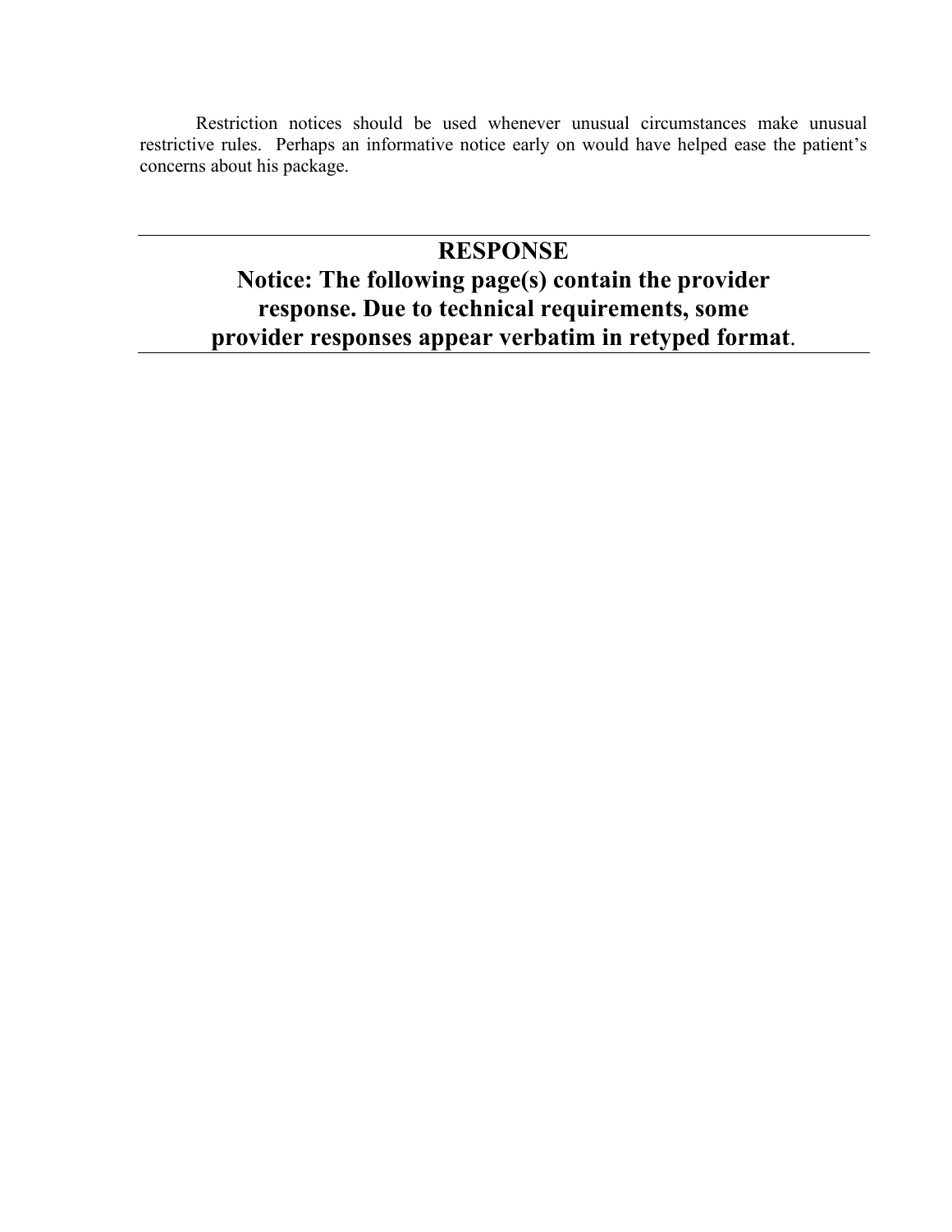Restriction notices should be used whenever unusual circumstances make unusual restrictive rules. Perhaps an informative notice early on would have helped ease the patient's concerns about his package.

---

## RESPONSE

## Notice: The following page(s) contain the provider response. Due to technical requirements, some provider responses appear verbatim in retyped format.

---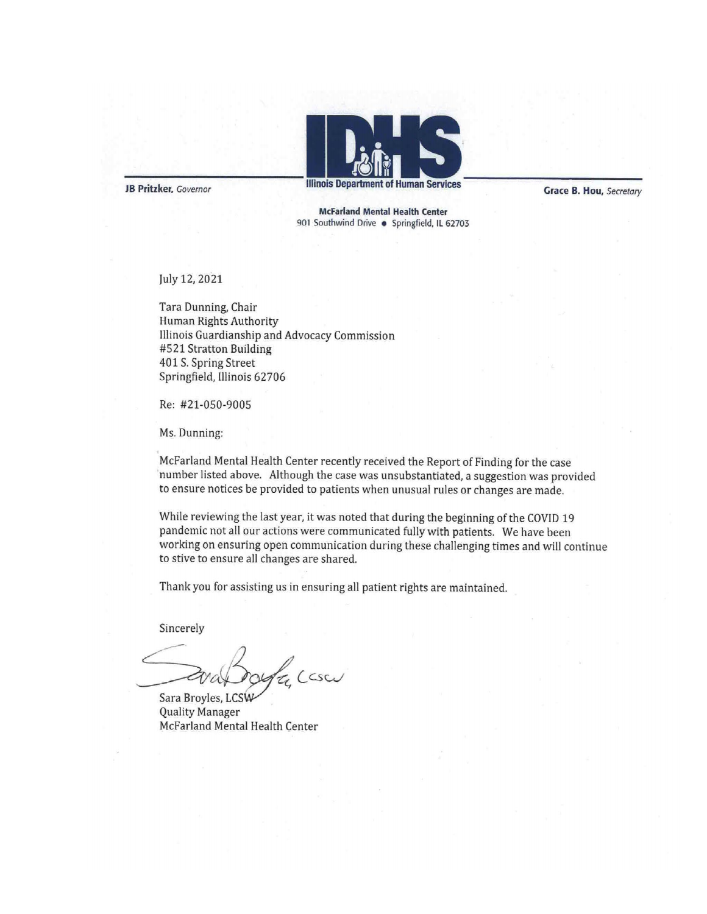JB Pritzker, *Governor*

**Illinois Department of Human Services**

Grace B. Hou, *Secretary*

**McFarland Mental Health Center**
901 Southwind Drive • Springfield, IL 62703

July 12, 2021

Tara Dunning, Chair
Human Rights Authority
Illinois Guardianship and Advocacy Commission
#521 Stratton Building
401 S. Spring Street
Springfield, Illinois 62706

Re: #21-050-9005

Ms. Dunning:

McFarland Mental Health Center recently received the Report of Finding for the case number listed above. Although the case was unsubstantiated, a suggestion was provided to ensure notices be provided to patients when unusual rules or changes are made.

While reviewing the last year, it was noted that during the beginning of the COVID 19 pandemic not all our actions were communicated fully with patients. We have been working on ensuring open communication during these challenging times and will continue to stive to ensure all changes are shared.

Thank you for assisting us in ensuring all patient rights are maintained.

Sincerely

Sara Broyles, LCSW
Quality Manager
McFarland Mental Health Center